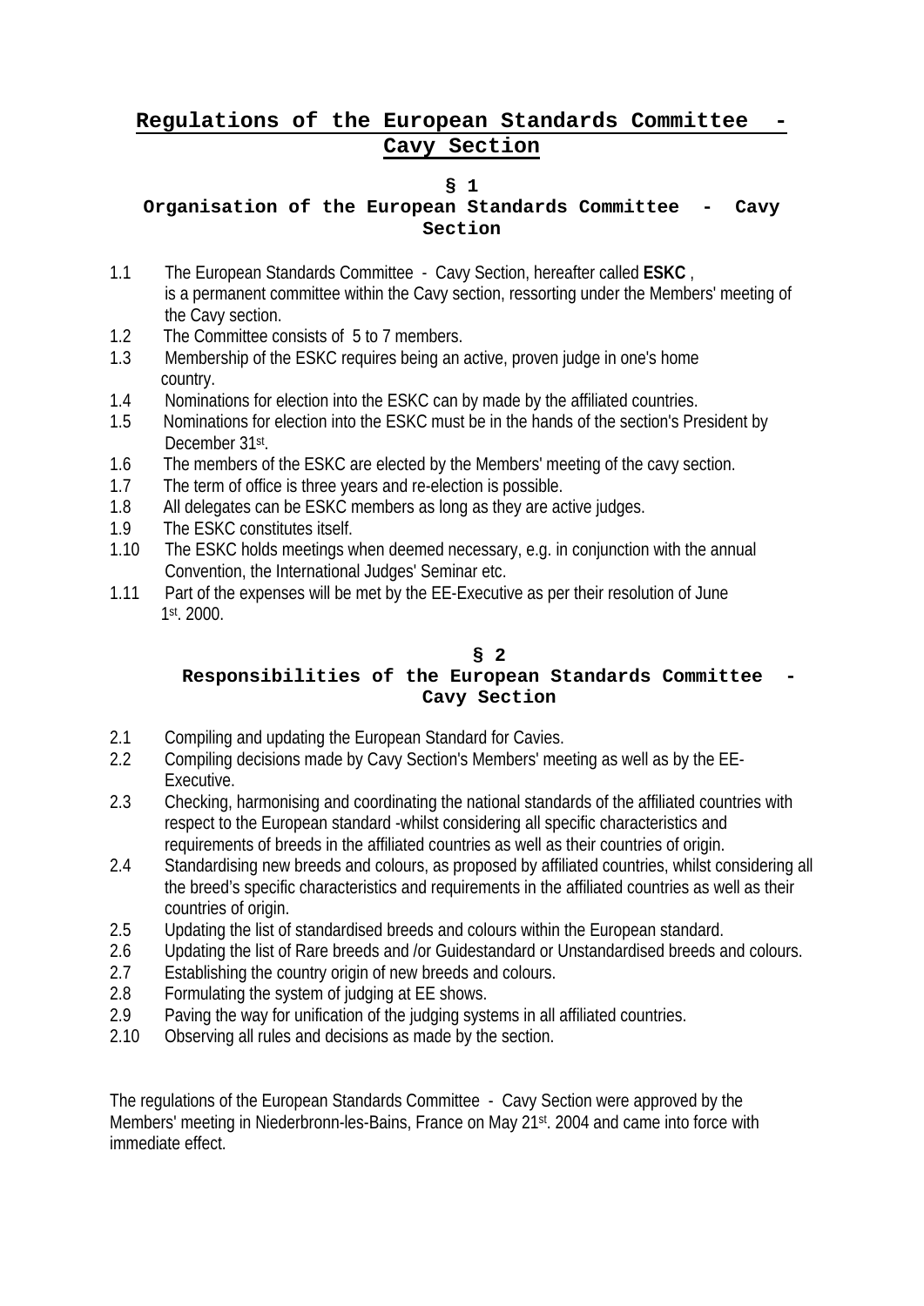# Regulations of the European Standards Committee - Cavy Section

## § 1
## Organisation of the European Standards Committee - Cavy Section

1.1 The European Standards Committee - Cavy Section, hereafter called **ESKC** , is a permanent committee within the Cavy section, ressorting under the Members' meeting of the Cavy section.
1.2 The Committee consists of 5 to 7 members.
1.3 Membership of the ESKC requires being an active, proven judge in one's home country.
1.4 Nominations for election into the ESKC can by made by the affiliated countries.
1.5 Nominations for election into the ESKC must be in the hands of the section's President by December 31st.
1.6 The members of the ESKC are elected by the Members' meeting of the cavy section.
1.7 The term of office is three years and re-election is possible.
1.8 All delegates can be ESKC members as long as they are active judges.
1.9 The ESKC constitutes itself.
1.10 The ESKC holds meetings when deemed necessary, e.g. in conjunction with the annual Convention, the International Judges' Seminar etc.
1.11 Part of the expenses will be met by the EE-Executive as per their resolution of June 1st. 2000.

## § 2
## Responsibilities of the European Standards Committee - Cavy Section

2.1 Compiling and updating the European Standard for Cavies.
2.2 Compiling decisions made by Cavy Section's Members' meeting as well as by the EE-Executive.
2.3 Checking, harmonising and coordinating the national standards of the affiliated countries with respect to the European standard -whilst considering all specific characteristics and requirements of breeds in the affiliated countries as well as their countries of origin.
2.4 Standardising new breeds and colours, as proposed by affiliated countries, whilst considering all the breed's specific characteristics and requirements in the affiliated countries as well as their countries of origin.
2.5 Updating the list of standardised breeds and colours within the European standard.
2.6 Updating the list of Rare breeds and /or Guidestandard or Unstandardised breeds and colours.
2.7 Establishing the country origin of new breeds and colours.
2.8 Formulating the system of judging at EE shows.
2.9 Paving the way for unification of the judging systems in all affiliated countries.
2.10 Observing all rules and decisions as made by the section.

The regulations of the European Standards Committee - Cavy Section were approved by the Members' meeting in Niederbronn-les-Bains, France on May 21st. 2004 and came into force with immediate effect.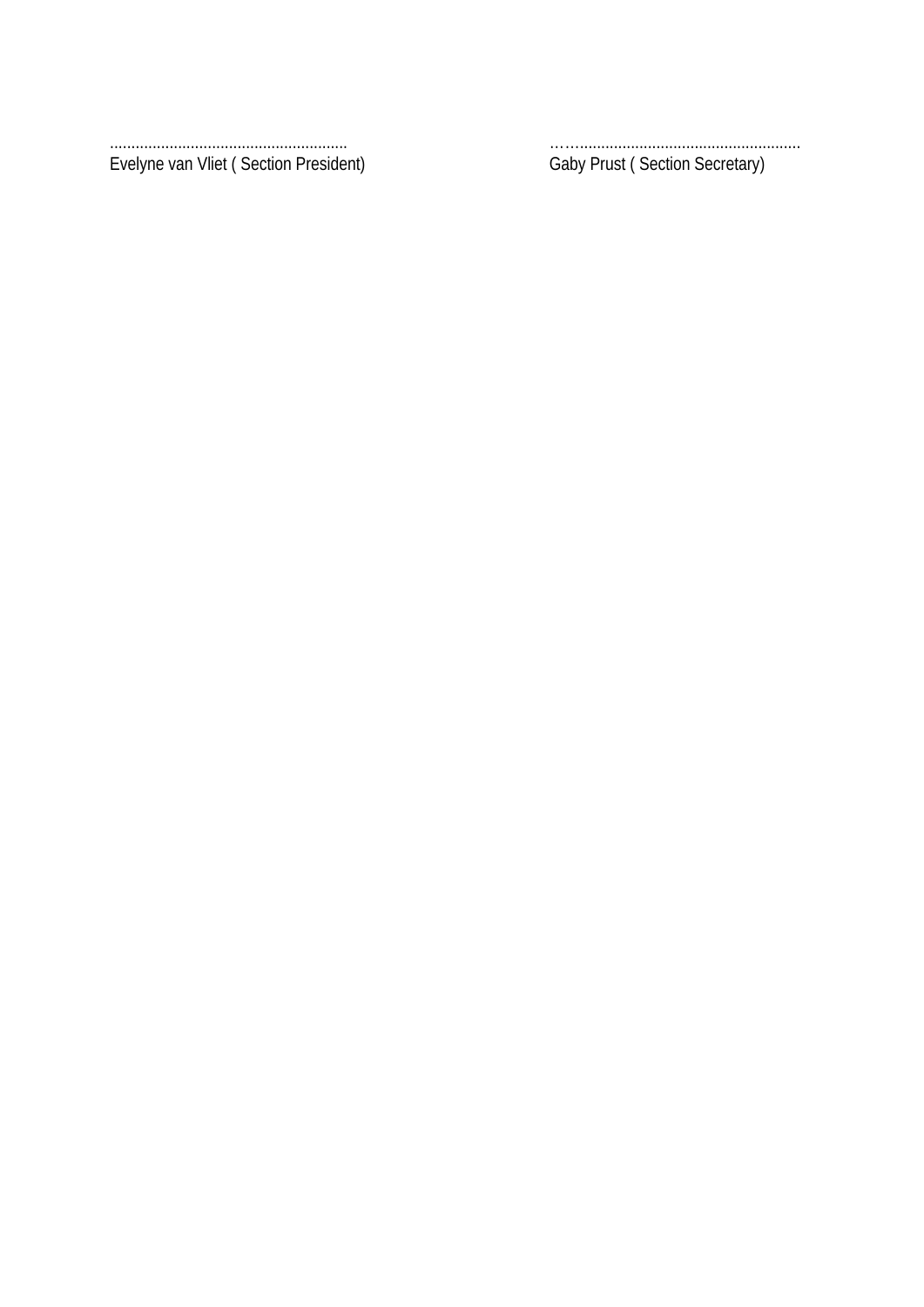| | |
|---|---|
| ........................................................ | ……...................................................... |
| Evelyne van Vliet ( Section President) | Gaby Prust ( Section Secretary) |